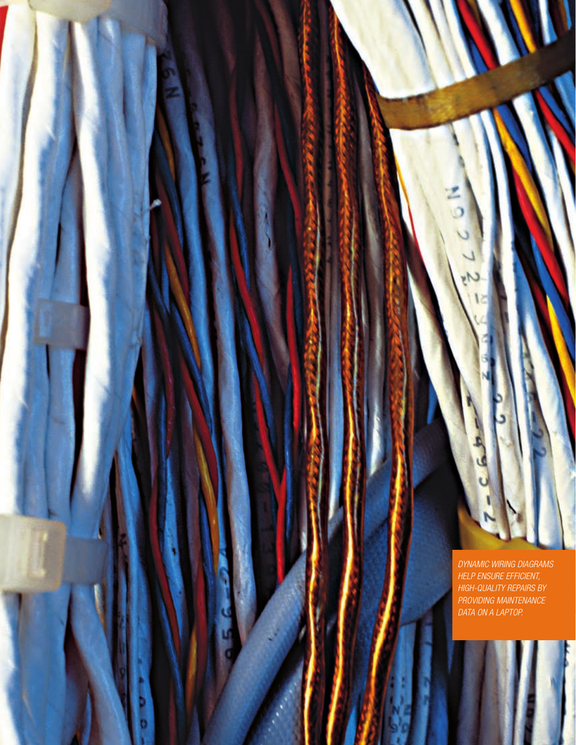*DYNAMIC WIRING DIAGRAMS HELP ENSURE EFFICIENT, HIGH-QUALITY REPAIRS BY PROVIDING MAINTENANCE DATA ON A LAPTOP.*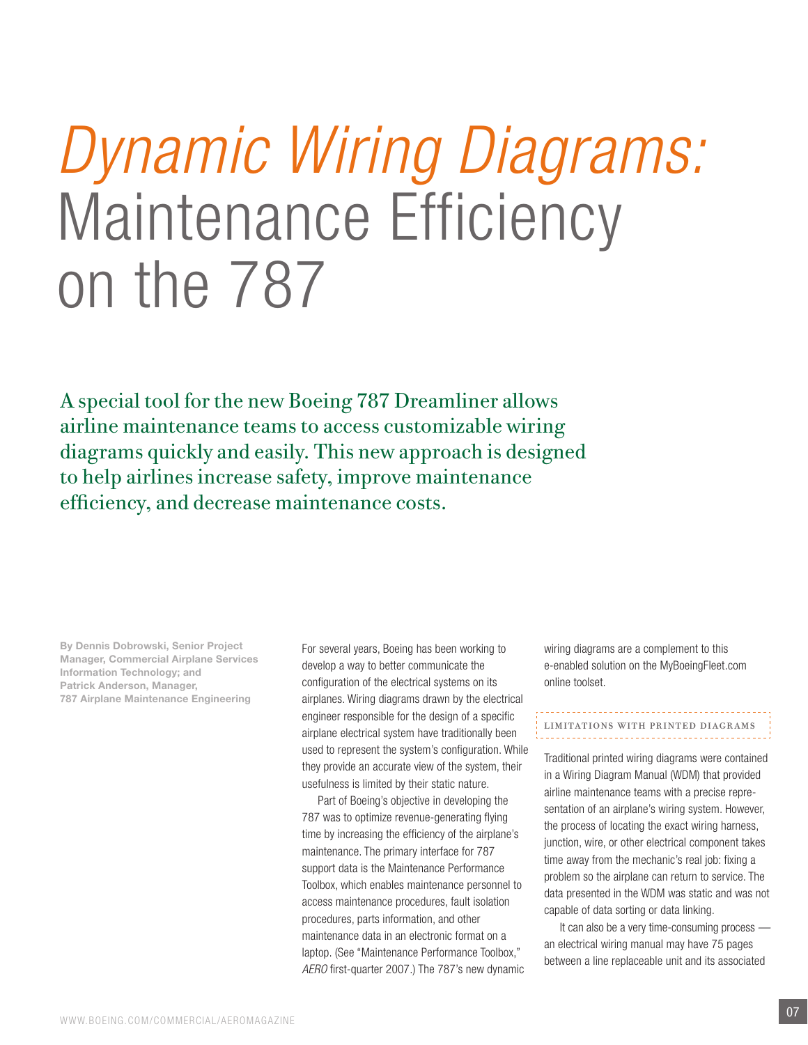# *Dynamic Wiring Diagrams:* Maintenance Efficiency on the 787

A special tool for the new Boeing 787 Dreamliner allows airline maintenance teams to access customizable wiring diagrams quickly and easily. This new approach is designed to help airlines increase safety, improve maintenance efficiency, and decrease maintenance costs.

**By Dennis Dobrowski, Senior Project Manager, Commercial Airplane Services Information Technology; and Patrick Anderson, Manager, 787 Airplane Maintenance Engineering**

For several years, Boeing has been working to develop a way to better communicate the configuration of the electrical systems on its airplanes. Wiring diagrams drawn by the electrical engineer responsible for the design of a specific airplane electrical system have traditionally been used to represent the system's configuration. While they provide an accurate view of the system, their usefulness is limited by their static nature.

Part of Boeing's objective in developing the 787 was to optimize revenue-generating flying time by increasing the efficiency of the airplane's maintenance. The primary interface for 787 support data is the Maintenance Performance Toolbox, which enables maintenance personnel to access maintenance procedures, fault isolation procedures, parts information, and other maintenance data in an electronic format on a laptop. (See "Maintenance Performance Toolbox," *AERO* first-quarter 2007.) The 787's new dynamic wiring diagrams are a complement to this e-enabled solution on the MyBoeingFleet.com online toolset.

## LIMITATIONS WITH PRINTED DIAGRAMS

Traditional printed wiring diagrams were contained in a Wiring Diagram Manual (WDM) that provided airline maintenance teams with a precise representation of an airplane's wiring system. However, the process of locating the exact wiring harness, junction, wire, or other electrical component takes time away from the mechanic's real job: fixing a problem so the airplane can return to service. The data presented in the WDM was static and was not capable of data sorting or data linking.

It can also be a very time-consuming process — an electrical wiring manual may have 75 pages between a line replaceable unit and its associated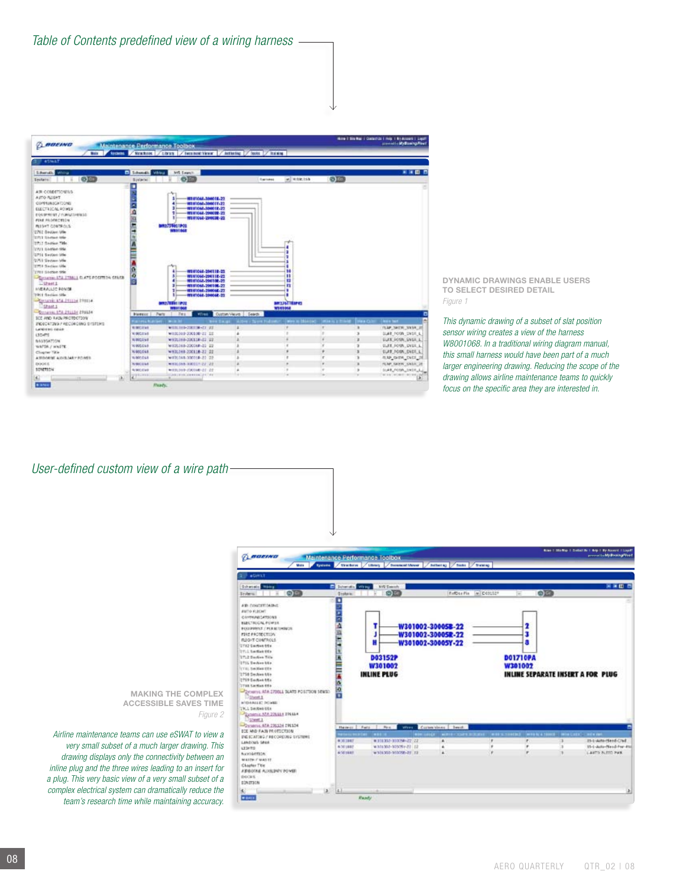*Table of Contents predefined view of a wiring harness*

**DYNAMIC DRAWINGS ENABLE USERS TO SELECT DESIRED DETAIL**

*Figure 1*

*This dynamic drawing of a subset of slat position sensor wiring creates a view of the harness W8001068. In a traditional wiring diagram manual, this small harness would have been part of a much larger engineering drawing. Reducing the scope of the drawing allows airline maintenance teams to quickly focus on the specific area they are interested in.*

*User-defined custom view of a wire path*

**MAKING THE COMPLEX ACCESSIBLE SAVES TIME**

*Figure 2*

*Airline maintenance teams can use eSWAT to view a very small subset of a much larger drawing. This drawing displays only the connectivity between an inline plug and the three wires leading to an insert for a plug. This very basic view of a very small subset of a complex electrical system can dramatically reduce the team's research time while maintaining accuracy.*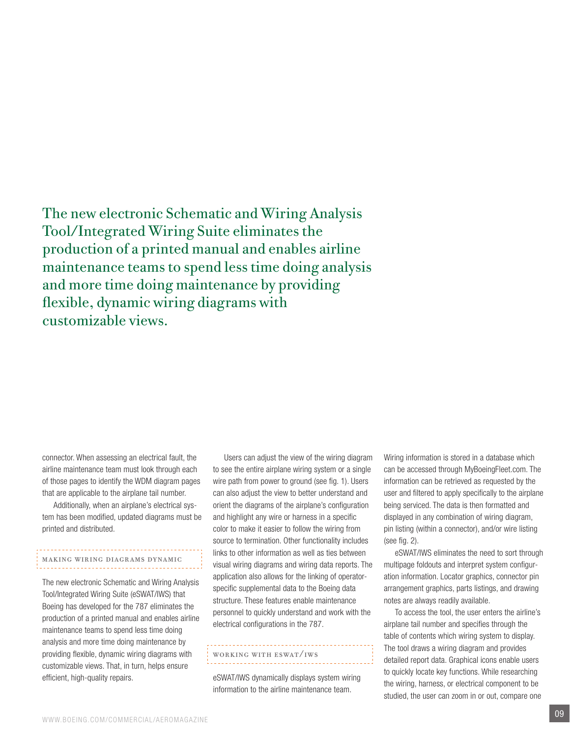The new electronic Schematic and Wiring Analysis Tool/Integrated Wiring Suite eliminates the production of a printed manual and enables airline maintenance teams to spend less time doing analysis and more time doing maintenance by providing flexible, dynamic wiring diagrams with customizable views.

connector. When assessing an electrical fault, the airline maintenance team must look through each of those pages to identify the WDM diagram pages that are applicable to the airplane tail number.

Additionally, when an airplane's electrical system has been modified, updated diagrams must be printed and distributed.

### MAKING WIRING DIAGRAMS DYNAMIC

The new electronic Schematic and Wiring Analysis Tool/Integrated Wiring Suite (eSWAT/IWS) that Boeing has developed for the 787 eliminates the production of a printed manual and enables airline maintenance teams to spend less time doing analysis and more time doing maintenance by providing flexible, dynamic wiring diagrams with customizable views. That, in turn, helps ensure efficient, high-quality repairs.

Users can adjust the view of the wiring diagram to see the entire airplane wiring system or a single wire path from power to ground (see fig. 1). Users can also adjust the view to better understand and orient the diagrams of the airplane's configuration and highlight any wire or harness in a specific color to make it easier to follow the wiring from source to termination. Other functionality includes links to other information as well as ties between visual wiring diagrams and wiring data reports. The application also allows for the linking of operator-specific supplemental data to the Boeing data structure. These features enable maintenance personnel to quickly understand and work with the electrical configurations in the 787.

### WORKING WITH ESWAT/IWS

eSWAT/IWS dynamically displays system wiring information to the airline maintenance team. Wiring information is stored in a database which can be accessed through MyBoeingFleet.com. The information can be retrieved as requested by the user and filtered to apply specifically to the airplane being serviced. The data is then formatted and displayed in any combination of wiring diagram, pin listing (within a connector), and/or wire listing (see fig. 2).

eSWAT/IWS eliminates the need to sort through multipage foldouts and interpret system configuration information. Locator graphics, connector pin arrangement graphics, parts listings, and drawing notes are always readily available.

To access the tool, the user enters the airline's airplane tail number and specifies through the table of contents which wiring system to display. The tool draws a wiring diagram and provides detailed report data. Graphical icons enable users to quickly locate key functions. While researching the wiring, harness, or electrical component to be studied, the user can zoom in or out, compare one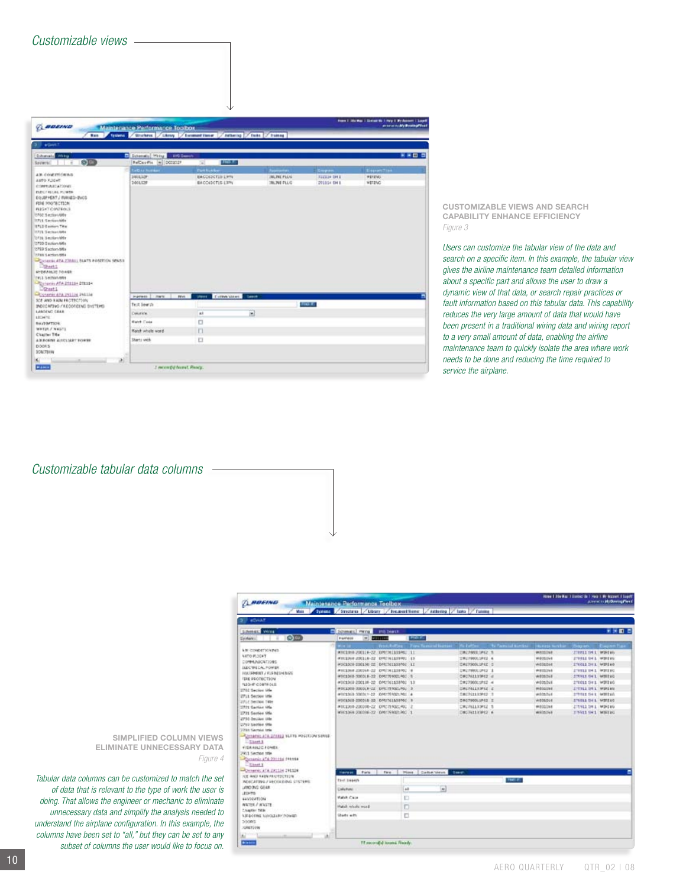*Customizable views*

**CUSTOMIZABLE VIEWS AND SEARCH CAPABILITY ENHANCE EFFICIENCY**

*Figure 3*

*Users can customize the tabular view of the data and search on a specific item. In this example, the tabular view gives the airline maintenance team detailed information about a specific part and allows the user to draw a dynamic view of that data, or search repair practices or fault information based on this tabular data. This capability reduces the very large amount of data that would have been present in a traditional wiring data and wiring report to a very small amount of data, enabling the airline maintenance team to quickly isolate the area where work needs to be done and reducing the time required to service the airplane.*

*Customizable tabular data columns*

**SIMPLIFIED COLUMN VIEWS ELIMINATE UNNECESSARY DATA**

*Figure 4*

*Tabular data columns can be customized to match the set of data that is relevant to the type of work the user is doing. That allows the engineer or mechanic to eliminate unnecessary data and simplify the analysis needed to understand the airplane configuration. In this example, the columns have been set to "all," but they can be set to any subset of columns the user would like to focus on.*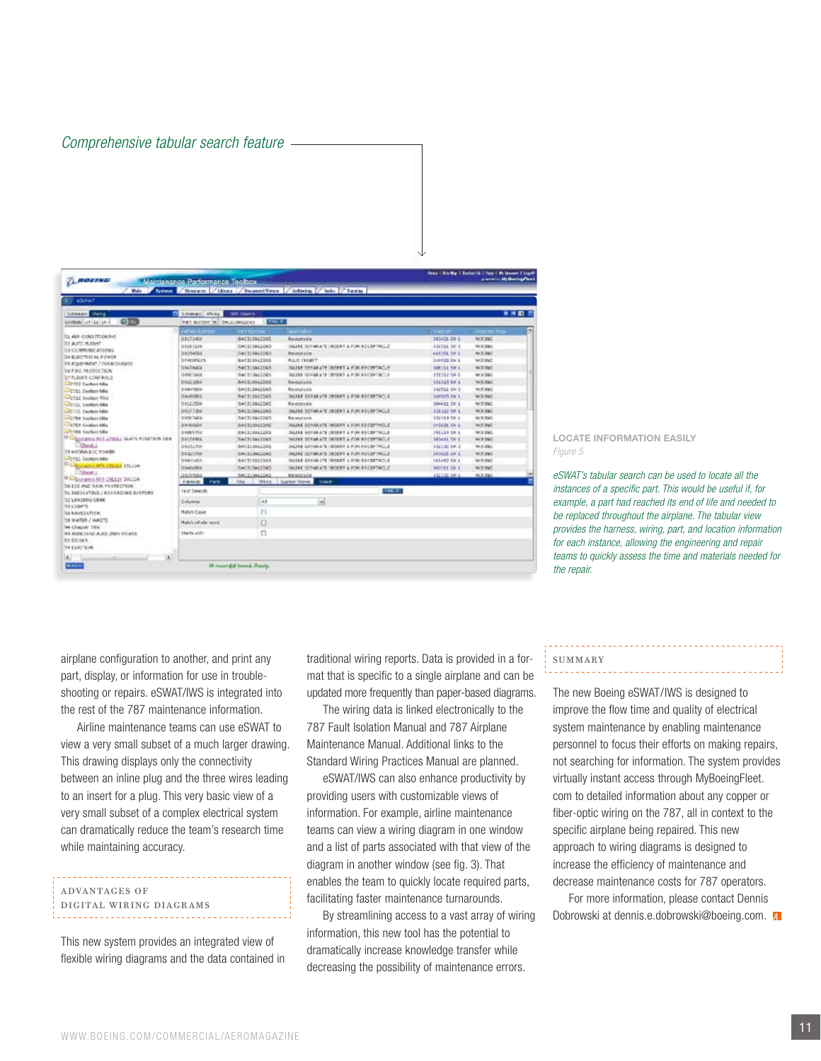*Comprehensive tabular search feature*

**LOCATE INFORMATION EASILY**

*Figure 5*

*eSWAT's tabular search can be used to locate all the instances of a specific part. This would be useful if, for example, a part had reached its end of life and needed to be replaced throughout the airplane. The tabular view provides the harness, wiring, part, and location information for each instance, allowing the engineering and repair teams to quickly assess the time and materials needed for the repair.*

airplane configuration to another, and print any part, display, or information for use in troubleshooting or repairs. eSWAT/IWS is integrated into the rest of the 787 maintenance information.

Airline maintenance teams can use eSWAT to view a very small subset of a much larger drawing. This drawing displays only the connectivity between an inline plug and the three wires leading to an insert for a plug. This very basic view of a very small subset of a complex electrical system can dramatically reduce the team's research time while maintaining accuracy.

## ADVANTAGES OF DIGITAL WIRING DIAGRAMS

This new system provides an integrated view of flexible wiring diagrams and the data contained in traditional wiring reports. Data is provided in a format that is specific to a single airplane and can be updated more frequently than paper-based diagrams.

The wiring data is linked electronically to the 787 Fault Isolation Manual and 787 Airplane Maintenance Manual. Additional links to the Standard Wiring Practices Manual are planned.

eSWAT/IWS can also enhance productivity by providing users with customizable views of information. For example, airline maintenance teams can view a wiring diagram in one window and a list of parts associated with that view of the diagram in another window (see fig. 3). That enables the team to quickly locate required parts, facilitating faster maintenance turnarounds.

By streamlining access to a vast array of wiring information, this new tool has the potential to dramatically increase knowledge transfer while decreasing the possibility of maintenance errors.

## SUMMARY

The new Boeing eSWAT/IWS is designed to improve the flow time and quality of electrical system maintenance by enabling maintenance personnel to focus their efforts on making repairs, not searching for information. The system provides virtually instant access through MyBoeingFleet.com to detailed information about any copper or fiber-optic wiring on the 787, all in context to the specific airplane being repaired. This new approach to wiring diagrams is designed to increase the efficiency of maintenance and decrease maintenance costs for 787 operators.

For more information, please contact Dennis Dobrowski at dennis.e.dobrowski@boeing.com.